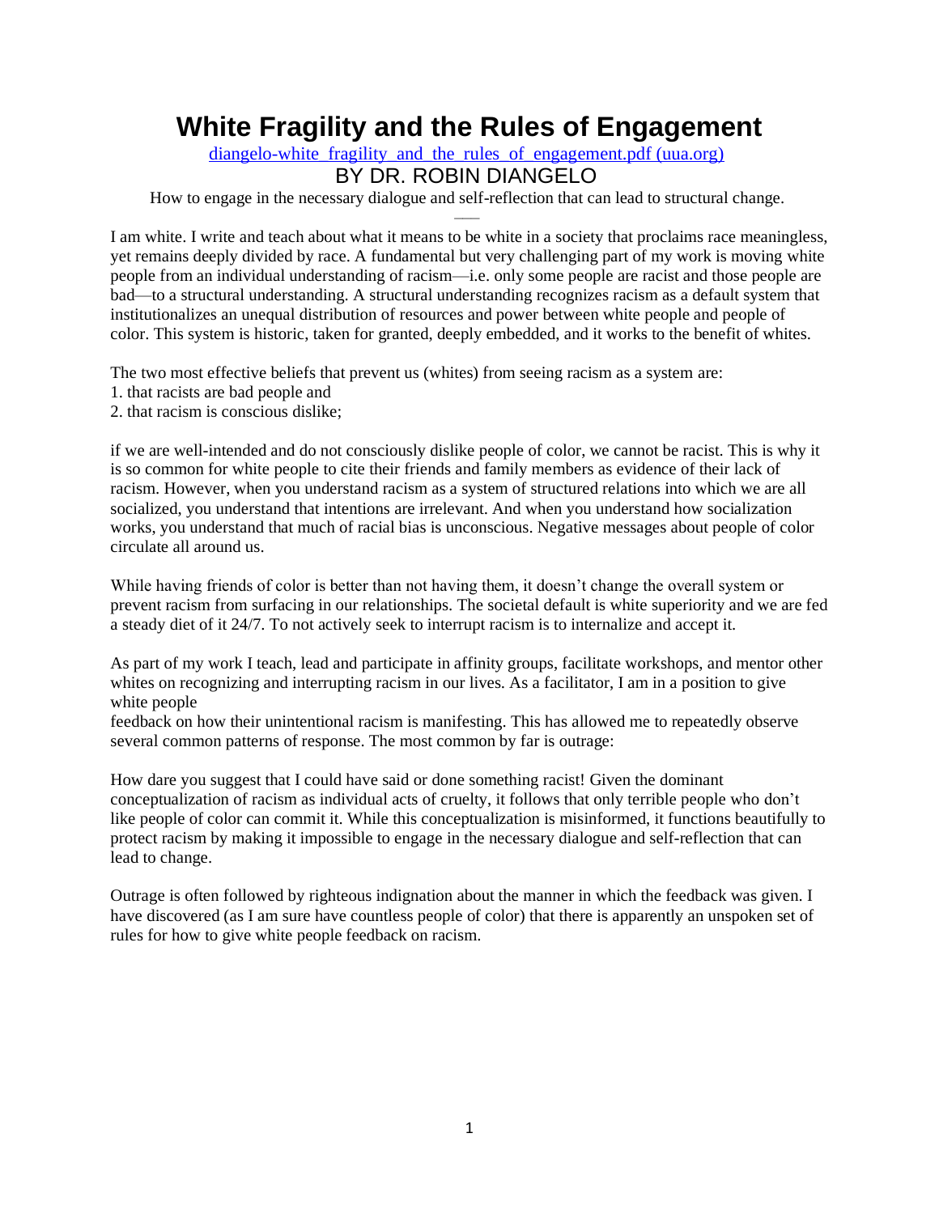# White Fragility and the Rules of Engagement

[diangelo-white_fragility_and_the_rules_of_engagement.pdf (uua.org)](diangelo-white_fragility_and_the_rules_of_engagement.pdf (uua.org))

BY DR. ROBIN DIANGELO

How to engage in the necessary dialogue and self-reflection that can lead to structural change.

I am white. I write and teach about what it means to be white in a society that proclaims race meaningless, yet remains deeply divided by race. A fundamental but very challenging part of my work is moving white people from an individual understanding of racism—i.e. only some people are racist and those people are bad—to a structural understanding. A structural understanding recognizes racism as a default system that institutionalizes an unequal distribution of resources and power between white people and people of color. This system is historic, taken for granted, deeply embedded, and it works to the benefit of whites.

The two most effective beliefs that prevent us (whites) from seeing racism as a system are:
1. that racists are bad people and
2. that racism is conscious dislike;

if we are well-intended and do not consciously dislike people of color, we cannot be racist. This is why it is so common for white people to cite their friends and family members as evidence of their lack of racism. However, when you understand racism as a system of structured relations into which we are all socialized, you understand that intentions are irrelevant. And when you understand how socialization works, you understand that much of racial bias is unconscious. Negative messages about people of color circulate all around us.

While having friends of color is better than not having them, it doesn't change the overall system or prevent racism from surfacing in our relationships. The societal default is white superiority and we are fed a steady diet of it 24/7. To not actively seek to interrupt racism is to internalize and accept it.

As part of my work I teach, lead and participate in affinity groups, facilitate workshops, and mentor other whites on recognizing and interrupting racism in our lives. As a facilitator, I am in a position to give white people
feedback on how their unintentional racism is manifesting. This has allowed me to repeatedly observe several common patterns of response. The most common by far is outrage:

How dare you suggest that I could have said or done something racist! Given the dominant conceptualization of racism as individual acts of cruelty, it follows that only terrible people who don't like people of color can commit it. While this conceptualization is misinformed, it functions beautifully to protect racism by making it impossible to engage in the necessary dialogue and self-reflection that can lead to change.

Outrage is often followed by righteous indignation about the manner in which the feedback was given. I have discovered (as I am sure have countless people of color) that there is apparently an unspoken set of rules for how to give white people feedback on racism.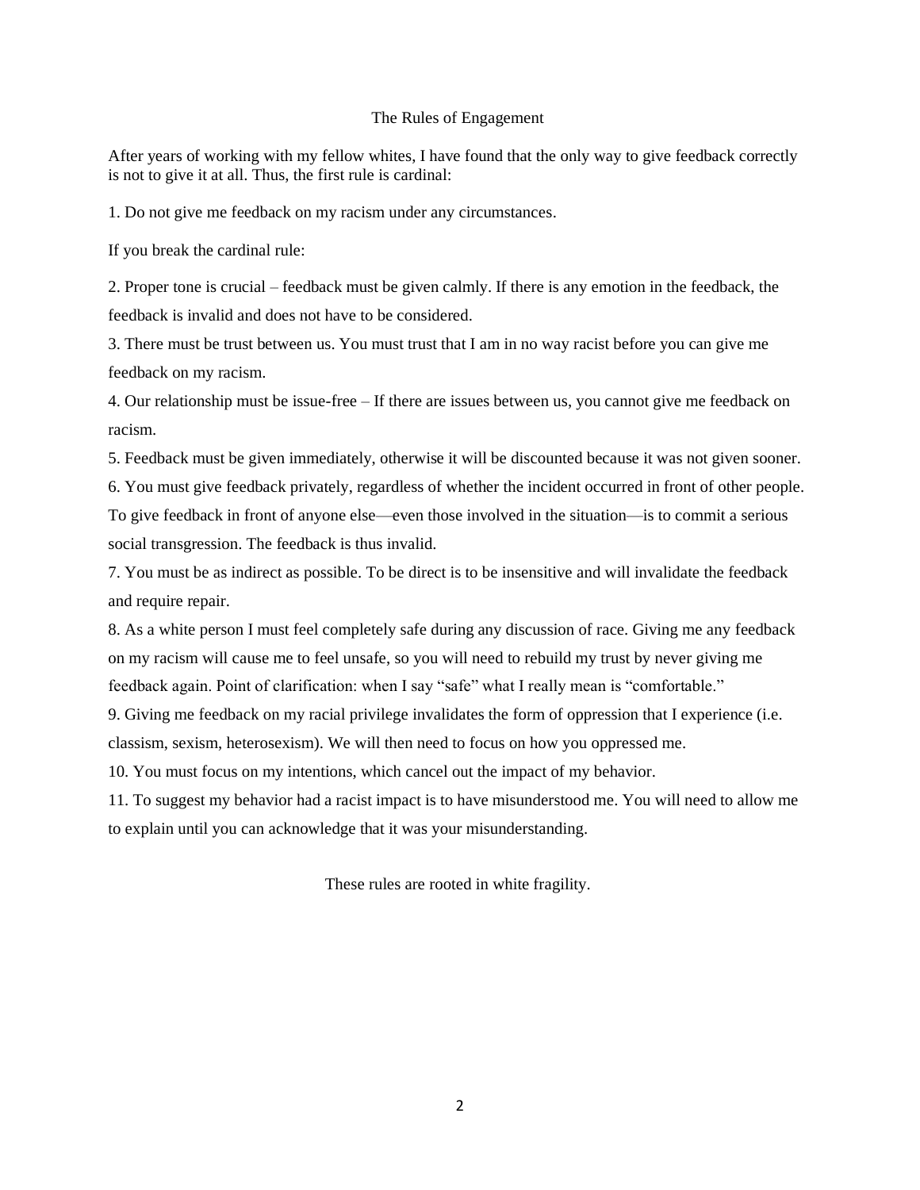# The Rules of Engagement

After years of working with my fellow whites, I have found that the only way to give feedback correctly is not to give it at all. Thus, the first rule is cardinal:

1. Do not give me feedback on my racism under any circumstances.

If you break the cardinal rule:

2. Proper tone is crucial – feedback must be given calmly. If there is any emotion in the feedback, the feedback is invalid and does not have to be considered.
3. There must be trust between us. You must trust that I am in no way racist before you can give me feedback on my racism.
4. Our relationship must be issue-free – If there are issues between us, you cannot give me feedback on racism.
5. Feedback must be given immediately, otherwise it will be discounted because it was not given sooner.
6. You must give feedback privately, regardless of whether the incident occurred in front of other people. To give feedback in front of anyone else—even those involved in the situation—is to commit a serious social transgression. The feedback is thus invalid.
7. You must be as indirect as possible. To be direct is to be insensitive and will invalidate the feedback and require repair.
8. As a white person I must feel completely safe during any discussion of race. Giving me any feedback on my racism will cause me to feel unsafe, so you will need to rebuild my trust by never giving me feedback again. Point of clarification: when I say "safe" what I really mean is "comfortable."
9. Giving me feedback on my racial privilege invalidates the form of oppression that I experience (i.e. classism, sexism, heterosexism). We will then need to focus on how you oppressed me.
10. You must focus on my intentions, which cancel out the impact of my behavior.
11. To suggest my behavior had a racist impact is to have misunderstood me. You will need to allow me to explain until you can acknowledge that it was your misunderstanding.

These rules are rooted in white fragility.